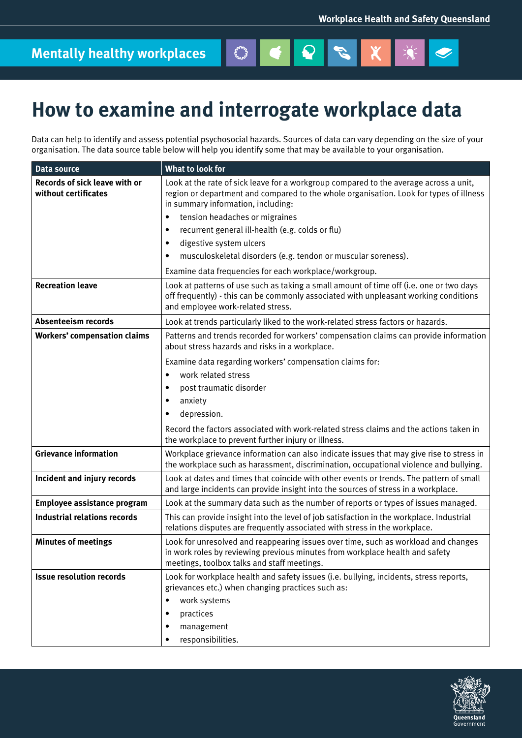Workplace Health and Safety Queensland

Mentally healthy workplaces

# How to examine and interrogate workplace data

Data can help to identify and assess potential psychosocial hazards. Sources of data can vary depending on the size of your organisation. The data source table below will help you identify some that may be available to your organisation.

| Data source | What to look for |
|---|---|
| **Records of sick leave with or without certificates** | Look at the rate of sick leave for a workgroup compared to the average across a unit, region or department and compared to the whole organisation. Look for types of illness in summary information, including:<br>• tension headaches or migraines<br>• recurrent general ill-health (e.g. colds or flu)<br>• digestive system ulcers<br>• musculoskeletal disorders (e.g. tendon or muscular soreness).<br>Examine data frequencies for each workplace/workgroup. |
| **Recreation leave** | Look at patterns of use such as taking a small amount of time off (i.e. one or two days off frequently) - this can be commonly associated with unpleasant working conditions and employee work-related stress. |
| **Absenteeism records** | Look at trends particularly liked to the work-related stress factors or hazards. |
| **Workers' compensation claims** | Patterns and trends recorded for workers' compensation claims can provide information about stress hazards and risks in a workplace.<br>Examine data regarding workers' compensation claims for:<br>• work related stress<br>• post traumatic disorder<br>• anxiety<br>• depression.<br>Record the factors associated with work-related stress claims and the actions taken in the workplace to prevent further injury or illness. |
| **Grievance information** | Workplace grievance information can also indicate issues that may give rise to stress in the workplace such as harassment, discrimination, occupational violence and bullying. |
| **Incident and injury records** | Look at dates and times that coincide with other events or trends. The pattern of small and large incidents can provide insight into the sources of stress in a workplace. |
| **Employee assistance program** | Look at the summary data such as the number of reports or types of issues managed. |
| **Industrial relations records** | This can provide insight into the level of job satisfaction in the workplace. Industrial relations disputes are frequently associated with stress in the workplace. |
| **Minutes of meetings** | Look for unresolved and reappearing issues over time, such as workload and changes in work roles by reviewing previous minutes from workplace health and safety meetings, toolbox talks and staff meetings. |
| **Issue resolution records** | Look for workplace health and safety issues (i.e. bullying, incidents, stress reports, grievances etc.) when changing practices such as:<br>• work systems<br>• practices<br>• management<br>• responsibilities. |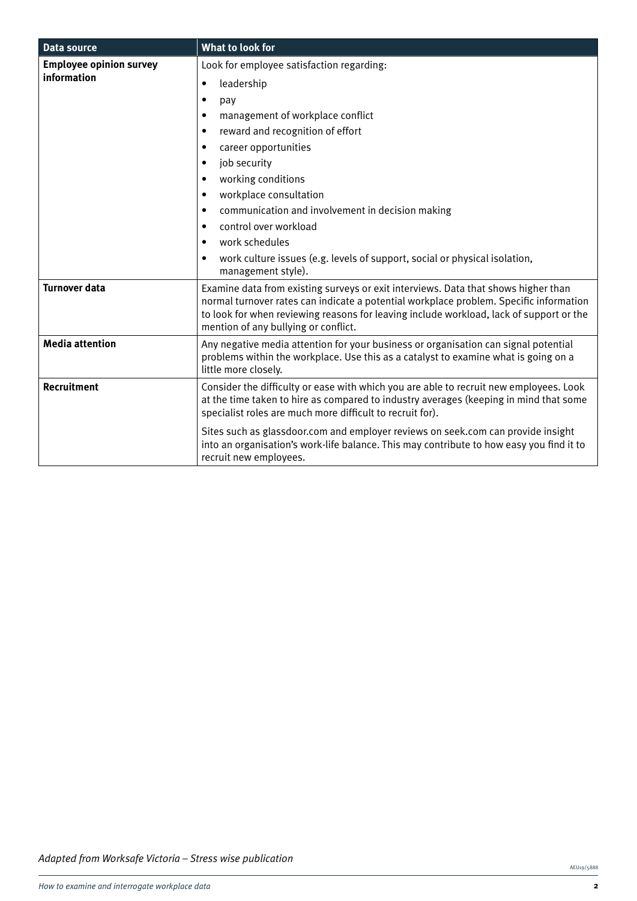| Data source | What to look for |
| --- | --- |
| **Employee opinion survey information** | Look for employee satisfaction regarding:<br>• leadership<br>• pay<br>• management of workplace conflict<br>• reward and recognition of effort<br>• career opportunities<br>• job security<br>• working conditions<br>• workplace consultation<br>• communication and involvement in decision making<br>• control over workload<br>• work schedules<br>• work culture issues (e.g. levels of support, social or physical isolation, management style). |
| **Turnover data** | Examine data from existing surveys or exit interviews. Data that shows higher than normal turnover rates can indicate a potential workplace problem. Specific information to look for when reviewing reasons for leaving include workload, lack of support or the mention of any bullying or conflict. |
| **Media attention** | Any negative media attention for your business or organisation can signal potential problems within the workplace. Use this as a catalyst to examine what is going on a little more closely. |
| **Recruitment** | Consider the difficulty or ease with which you are able to recruit new employees. Look at the time taken to hire as compared to industry averages (keeping in mind that some specialist roles are much more difficult to recruit for).<br><br>Sites such as glassdoor.com and employer reviews on seek.com can provide insight into an organisation's work-life balance. This may contribute to how easy you find it to recruit new employees. |

*Adapted from Worksafe Victoria – Stress wise publication*

AEU19/5888